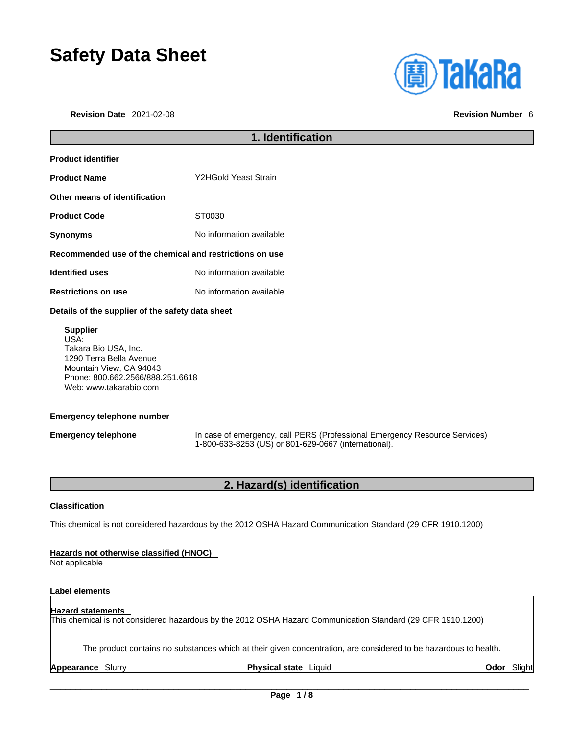# Safety Data Sheet

**Revision Date** 2021-02-08 **Revision Number** 6

## 1. Identification

**Product identifier**

**Product Name** Y2HGold Yeast Strain

**Other means of identification**

**Product Code** ST0030

**Synonyms** No information available

**Recommended use of the chemical and restrictions on use**

**Identified uses** No information available

**Restrictions on use** No information available

**Details of the supplier of the safety data sheet**

**Supplier**
USA:
Takara Bio USA, Inc.
1290 Terra Bella Avenue
Mountain View, CA 94043
Phone: 800.662.2566/888.251.6618
Web: www.takarabio.com

**Emergency telephone number**

**Emergency telephone** In case of emergency, call PERS (Professional Emergency Resource Services) 1-800-633-8253 (US) or 801-629-0667 (international).

## 2. Hazard(s) identification

**Classification**

This chemical is not considered hazardous by the 2012 OSHA Hazard Communication Standard (29 CFR 1910.1200)

**Hazards not otherwise classified (HNOC)**
Not applicable

**Label elements**

**Hazard statements**
This chemical is not considered hazardous by the 2012 OSHA Hazard Communication Standard (29 CFR 1910.1200)

The product contains no substances which at their given concentration, are considered to be hazardous to health.

**Appearance** Slurry **Physical state** Liquid **Odor** Slight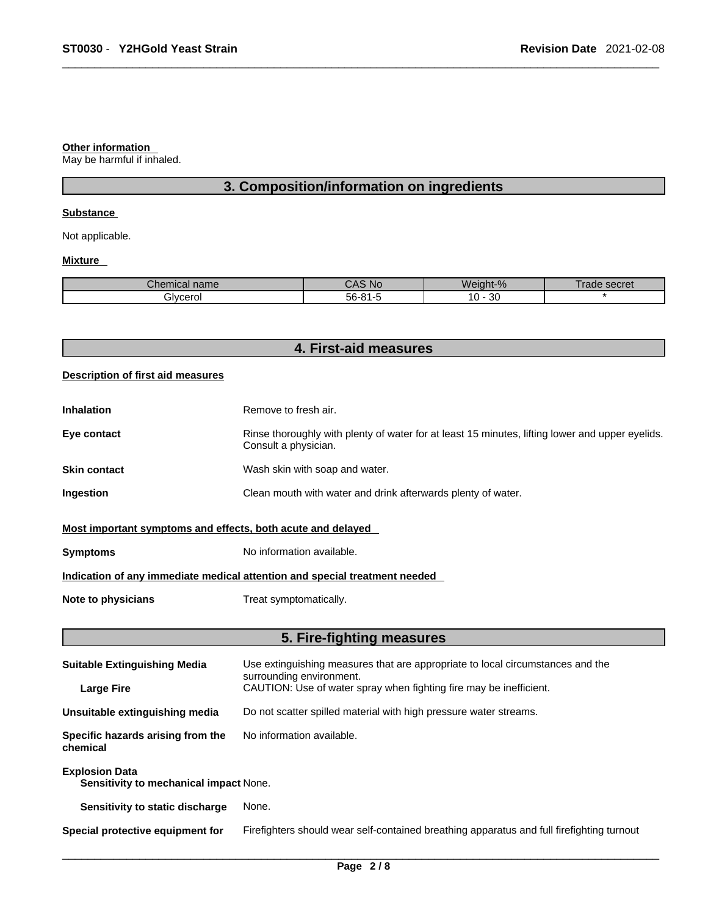**Other information**

May be harmful if inhaled.

## 3. Composition/information on ingredients

**Substance**

Not applicable.

**Mixture**

| Chemical name | CAS No | Weight-% | Trade secret |
|---|---|---|---|
| Glycerol | 56-81-5 | 10 - 30 | * |

## 4. First-aid measures

**Description of first aid measures**

**Inhalation** Remove to fresh air.

**Eye contact** Rinse thoroughly with plenty of water for at least 15 minutes, lifting lower and upper eyelids. Consult a physician.

**Skin contact** Wash skin with soap and water.

**Ingestion** Clean mouth with water and drink afterwards plenty of water.

**Most important symptoms and effects, both acute and delayed**

**Symptoms** No information available.

**Indication of any immediate medical attention and special treatment needed**

**Note to physicians** Treat symptomatically.

## 5. Fire-fighting measures

**Suitable Extinguishing Media** Use extinguishing measures that are appropriate to local circumstances and the surrounding environment.

**Large Fire** CAUTION: Use of water spray when fighting fire may be inefficient.

**Unsuitable extinguishing media** Do not scatter spilled material with high pressure water streams.

**Specific hazards arising from the chemical** No information available.

**Explosion Data**

**Sensitivity to mechanical impact** None.

**Sensitivity to static discharge** None.

**Special protective equipment for** Firefighters should wear self-contained breathing apparatus and full firefighting turnout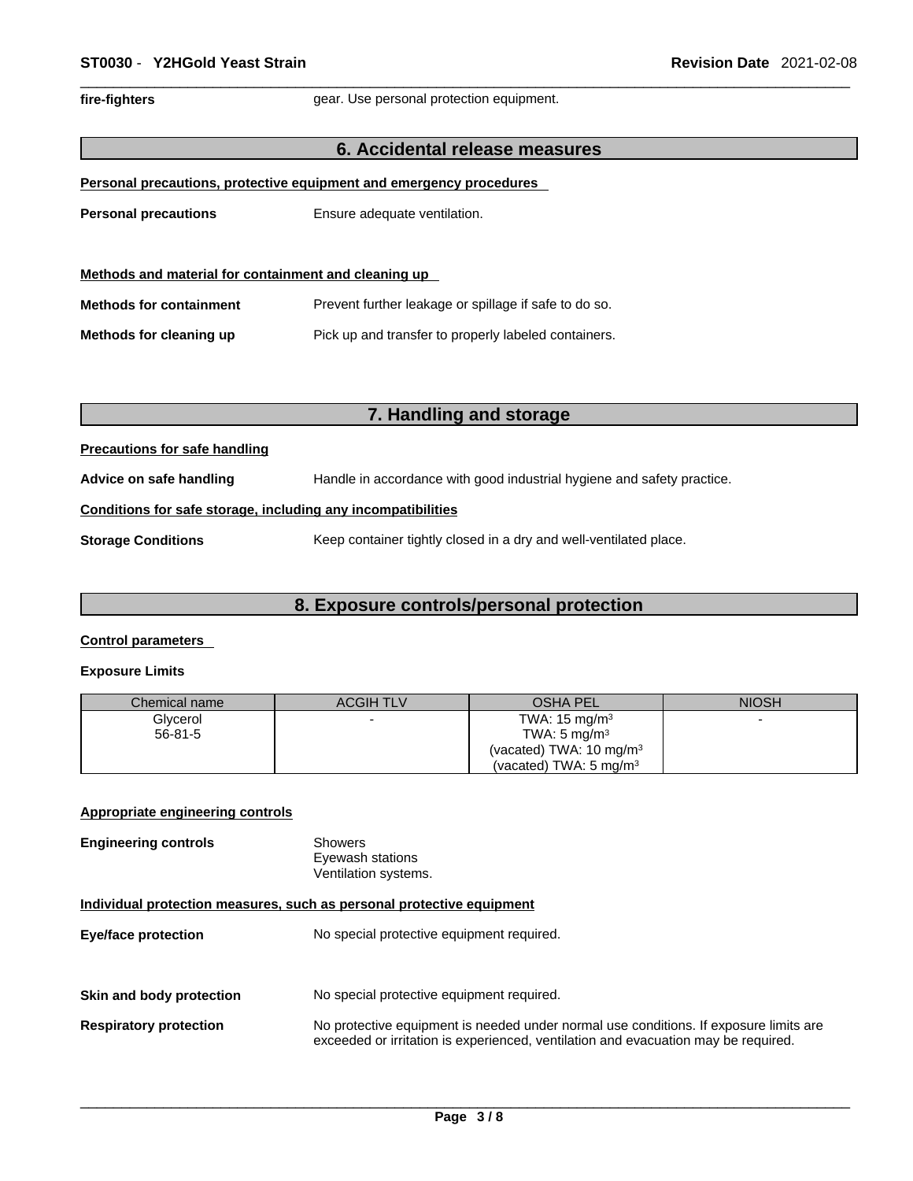**fire-fighters** gear. Use personal protection equipment.

## 6. Accidental release measures

**Personal precautions, protective equipment and emergency procedures**

**Personal precautions** Ensure adequate ventilation.

**Methods and material for containment and cleaning up**

**Methods for containment** Prevent further leakage or spillage if safe to do so.

**Methods for cleaning up** Pick up and transfer to properly labeled containers.

## 7. Handling and storage

**Precautions for safe handling**

**Advice on safe handling** Handle in accordance with good industrial hygiene and safety practice.

**Conditions for safe storage, including any incompatibilities**

**Storage Conditions** Keep container tightly closed in a dry and well-ventilated place.

## 8. Exposure controls/personal protection

**Control parameters**

**Exposure Limits**

| Chemical name | ACGIH TLV | OSHA PEL | NIOSH |
|---|---|---|---|
| Glycerol<br>56-81-5 | - | TWA: 15 mg/m³<br>TWA: 5 mg/m³<br>(vacated) TWA: 10 mg/m³<br>(vacated) TWA: 5 mg/m³ | - |

**Appropriate engineering controls**

**Engineering controls** Showers
Eyewash stations
Ventilation systems.

**Individual protection measures, such as personal protective equipment**

**Eye/face protection** No special protective equipment required.

**Skin and body protection** No special protective equipment required.

**Respiratory protection** No protective equipment is needed under normal use conditions. If exposure limits are exceeded or irritation is experienced, ventilation and evacuation may be required.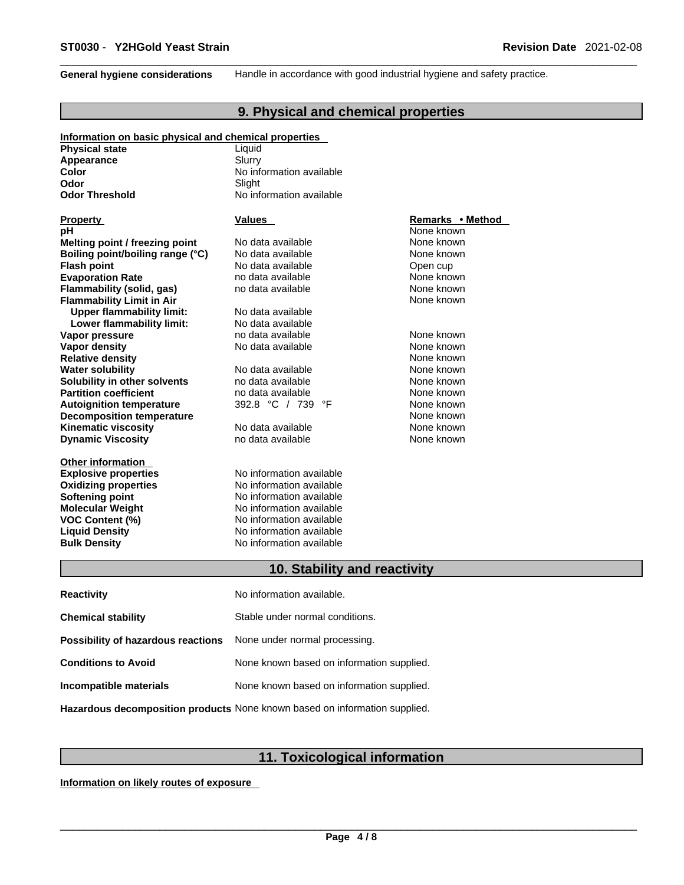**General hygiene considerations** Handle in accordance with good industrial hygiene and safety practice.

## 9. Physical and chemical properties

**Information on basic physical and chemical properties**

| | |
|---|---|
| **Physical state** | Liquid |
| **Appearance** | Slurry |
| **Color** | No information available |
| **Odor** | Slight |
| **Odor Threshold** | No information available |

| Property | Values | Remarks • Method |
|---|---|---|
| **pH** | | None known |
| **Melting point / freezing point** | No data available | None known |
| **Boiling point/boiling range (°C)** | No data available | None known |
| **Flash point** | No data available | Open cup |
| **Evaporation Rate** | no data available | None known |
| **Flammability (solid, gas)** | no data available | None known |
| **Flammability Limit in Air** | | None known |
| **Upper flammability limit:** | No data available | |
| **Lower flammability limit:** | No data available | |
| **Vapor pressure** | no data available | None known |
| **Vapor density** | No data available | None known |
| **Relative density** | | None known |
| **Water solubility** | No data available | None known |
| **Solubility in other solvents** | no data available | None known |
| **Partition coefficient** | no data available | None known |
| **Autoignition temperature** | 392.8 °C / 739 °F | None known |
| **Decomposition temperature** | | None known |
| **Kinematic viscosity** | No data available | None known |
| **Dynamic Viscosity** | no data available | None known |

**Other information**

| | |
|---|---|
| **Explosive properties** | No information available |
| **Oxidizing properties** | No information available |
| **Softening point** | No information available |
| **Molecular Weight** | No information available |
| **VOC Content (%)** | No information available |
| **Liquid Density** | No information available |
| **Bulk Density** | No information available |

## 10. Stability and reactivity

| | |
|---|---|
| **Reactivity** | No information available. |
| **Chemical stability** | Stable under normal conditions. |
| **Possibility of hazardous reactions** | None under normal processing. |
| **Conditions to Avoid** | None known based on information supplied. |
| **Incompatible materials** | None known based on information supplied. |
| **Hazardous decomposition products** | None known based on information supplied. |

## 11. Toxicological information

**Information on likely routes of exposure**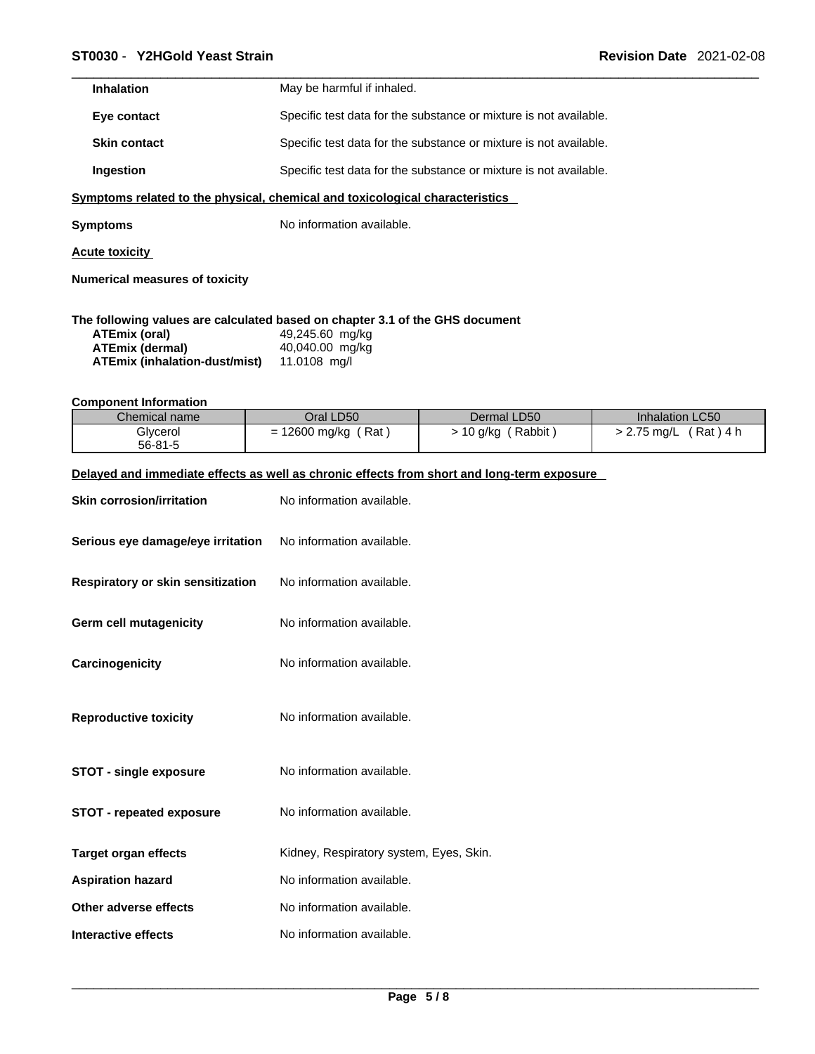**Inhalation** May be harmful if inhaled.

**Eye contact** Specific test data for the substance or mixture is not available.

**Skin contact** Specific test data for the substance or mixture is not available.

**Ingestion** Specific test data for the substance or mixture is not available.

**Symptoms related to the physical, chemical and toxicological characteristics**

**Symptoms** No information available.

**Acute toxicity**

**Numerical measures of toxicity**

**The following values are calculated based on chapter 3.1 of the GHS document**

| | |
|---|---|
| **ATEmix (oral)** | 49,245.60 mg/kg |
| **ATEmix (dermal)** | 40,040.00 mg/kg |
| **ATEmix (inhalation-dust/mist)** | 11.0108 mg/l |

**Component Information**

| Chemical name | Oral LD50 | Dermal LD50 | Inhalation LC50 |
|---|---|---|---|
| Glycerol<br>56-81-5 | = 12600 mg/kg ( Rat ) | > 10 g/kg ( Rabbit ) | > 2.75 mg/L ( Rat ) 4 h |

**Delayed and immediate effects as well as chronic effects from short and long-term exposure**

**Skin corrosion/irritation** No information available.

**Serious eye damage/eye irritation** No information available.

**Respiratory or skin sensitization** No information available.

**Germ cell mutagenicity** No information available.

**Carcinogenicity** No information available.

**Reproductive toxicity** No information available.

**STOT - single exposure** No information available.

**STOT - repeated exposure** No information available.

**Target organ effects** Kidney, Respiratory system, Eyes, Skin.

**Aspiration hazard** No information available.

**Other adverse effects** No information available.

**Interactive effects** No information available.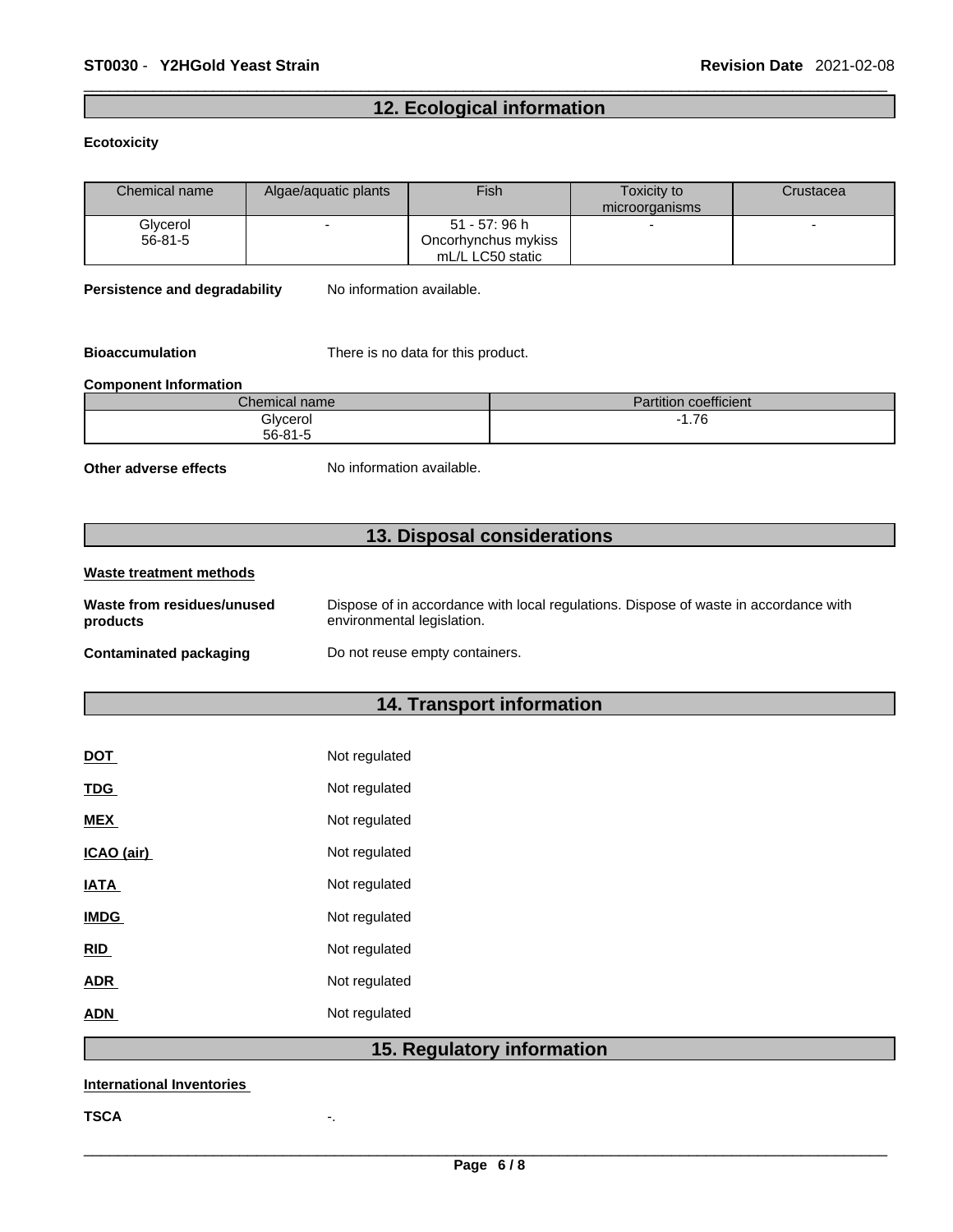## 12. Ecological information

**Ecotoxicity**

| Chemical name | Algae/aquatic plants | Fish | Toxicity to microorganisms | Crustacea |
|---|---|---|---|---|
| Glycerol 56-81-5 | - | 51 - 57: 96 h Oncorhynchus mykiss mL/L LC50 static | - | - |

**Persistence and degradability** No information available.

**Bioaccumulation** There is no data for this product.

**Component Information**

| Chemical name | Partition coefficient |
|---|---|
| Glycerol 56-81-5 | -1.76 |

**Other adverse effects** No information available.

## 13. Disposal considerations

**Waste treatment methods**

**Waste from residues/unused products** Dispose of in accordance with local regulations. Dispose of waste in accordance with environmental legislation.

**Contaminated packaging** Do not reuse empty containers.

## 14. Transport information

**DOT** Not regulated

**TDG** Not regulated

**MEX** Not regulated

**ICAO (air)** Not regulated

**IATA** Not regulated

**IMDG** Not regulated

**RID** Not regulated

**ADR** Not regulated

**ADN** Not regulated

## 15. Regulatory information

**International Inventories**

**TSCA** -.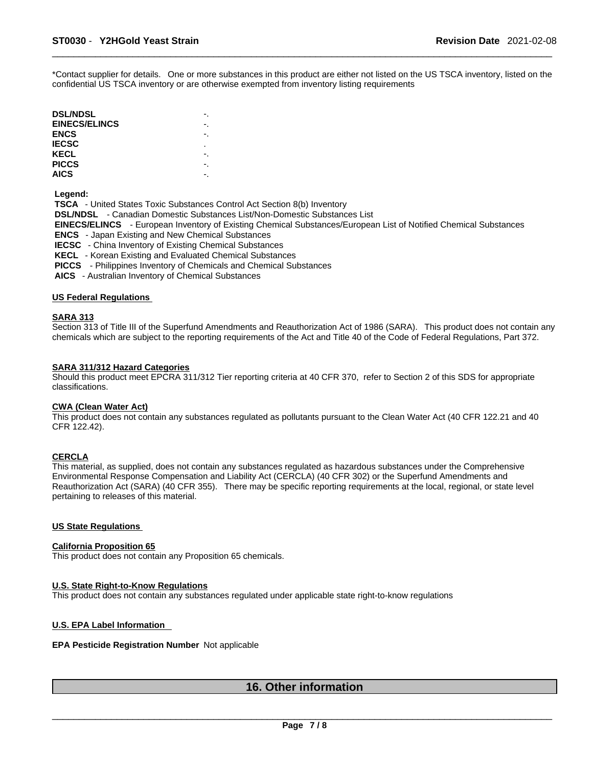*Contact supplier for details. One or more substances in this product are either not listed on the US TSCA inventory, listed on the confidential US TSCA inventory or are otherwise exempted from inventory listing requirements

| | |
|---|---|
| **DSL/NDSL** | -. |
| **EINECS/ELINCS** | -. |
| **ENCS** | -. |
| **IECSC** | . |
| **KECL** | -. |
| **PICCS** | -. |
| **AICS** | -. |

**Legend:**

**TSCA** - United States Toxic Substances Control Act Section 8(b) Inventory
**DSL/NDSL** - Canadian Domestic Substances List/Non-Domestic Substances List
**EINECS/ELINCS** - European Inventory of Existing Chemical Substances/European List of Notified Chemical Substances
**ENCS** - Japan Existing and New Chemical Substances
**IECSC** - China Inventory of Existing Chemical Substances
**KECL** - Korean Existing and Evaluated Chemical Substances
**PICCS** - Philippines Inventory of Chemicals and Chemical Substances
**AICS** - Australian Inventory of Chemical Substances

### US Federal Regulations

**SARA 313**
Section 313 of Title III of the Superfund Amendments and Reauthorization Act of 1986 (SARA). This product does not contain any chemicals which are subject to the reporting requirements of the Act and Title 40 of the Code of Federal Regulations, Part 372.

**SARA 311/312 Hazard Categories**
Should this product meet EPCRA 311/312 Tier reporting criteria at 40 CFR 370, refer to Section 2 of this SDS for appropriate classifications.

**CWA (Clean Water Act)**
This product does not contain any substances regulated as pollutants pursuant to the Clean Water Act (40 CFR 122.21 and 40 CFR 122.42).

**CERCLA**
This material, as supplied, does not contain any substances regulated as hazardous substances under the Comprehensive Environmental Response Compensation and Liability Act (CERCLA) (40 CFR 302) or the Superfund Amendments and Reauthorization Act (SARA) (40 CFR 355). There may be specific reporting requirements at the local, regional, or state level pertaining to releases of this material.

### US State Regulations

**California Proposition 65**
This product does not contain any Proposition 65 chemicals.

**U.S. State Right-to-Know Regulations**
This product does not contain any substances regulated under applicable state right-to-know regulations

### U.S. EPA Label Information

**EPA Pesticide Registration Number** Not applicable

## 16. Other information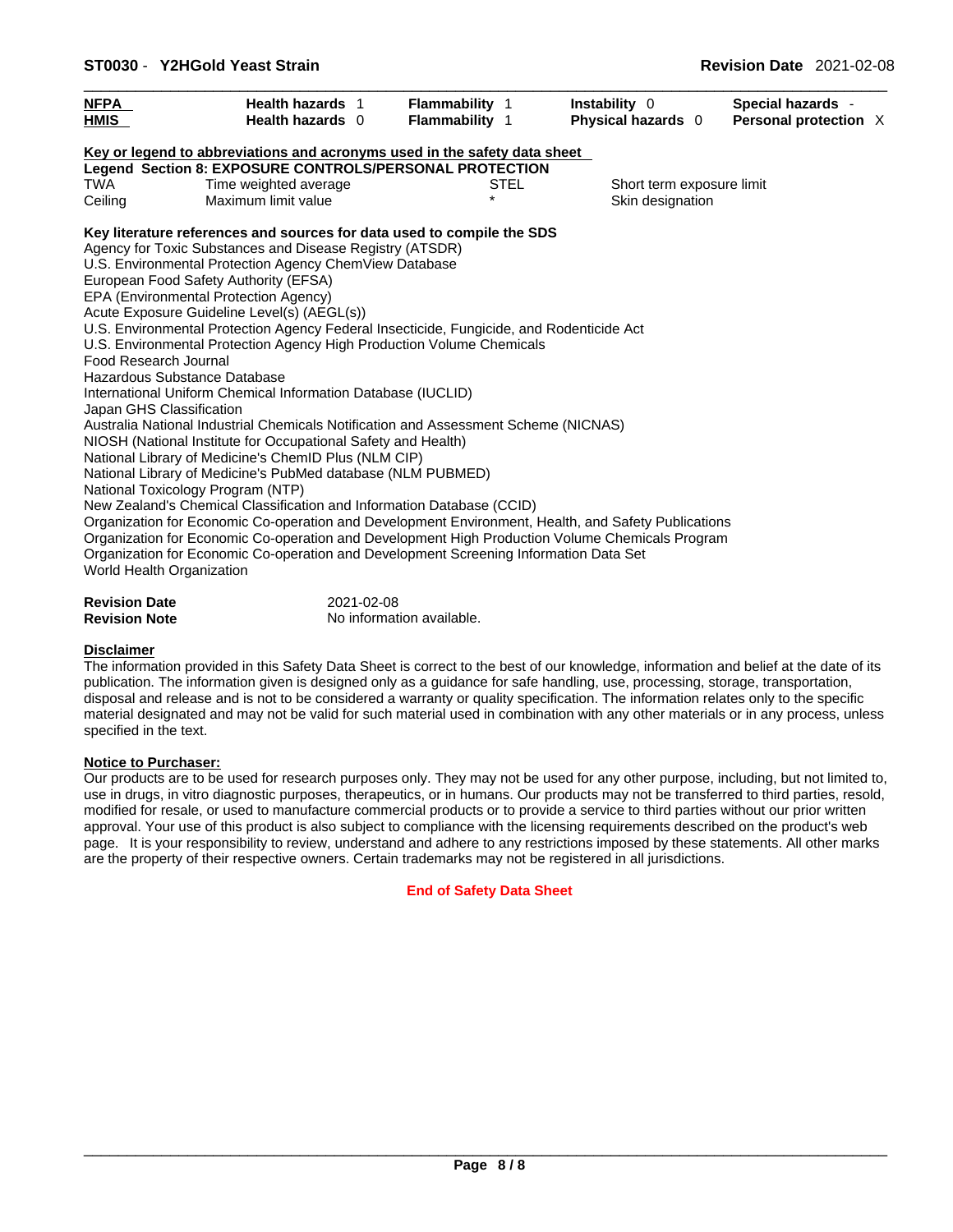| | | | | |
|---|---|---|---|---|
| **NFPA** | **Health hazards** 1 | **Flammability** 1 | **Instability** 0 | **Special hazards** - |
| **HMIS** | **Health hazards** 0 | **Flammability** 1 | **Physical hazards** 0 | **Personal protection** X |

**Key or legend to abbreviations and acronyms used in the safety data sheet**

**Legend Section 8: EXPOSURE CONTROLS/PERSONAL PROTECTION**

| | | | |
|---|---|---|---|
| TWA | Time weighted average | STEL | Short term exposure limit |
| Ceiling | Maximum limit value | * | Skin designation |

**Key literature references and sources for data used to compile the SDS**

Agency for Toxic Substances and Disease Registry (ATSDR)
U.S. Environmental Protection Agency ChemView Database
European Food Safety Authority (EFSA)
EPA (Environmental Protection Agency)
Acute Exposure Guideline Level(s) (AEGL(s))
U.S. Environmental Protection Agency Federal Insecticide, Fungicide, and Rodenticide Act
U.S. Environmental Protection Agency High Production Volume Chemicals
Food Research Journal
Hazardous Substance Database
International Uniform Chemical Information Database (IUCLID)
Japan GHS Classification
Australia National Industrial Chemicals Notification and Assessment Scheme (NICNAS)
NIOSH (National Institute for Occupational Safety and Health)
National Library of Medicine's ChemID Plus (NLM CIP)
National Library of Medicine's PubMed database (NLM PUBMED)
National Toxicology Program (NTP)
New Zealand's Chemical Classification and Information Database (CCID)
Organization for Economic Co-operation and Development Environment, Health, and Safety Publications
Organization for Economic Co-operation and Development High Production Volume Chemicals Program
Organization for Economic Co-operation and Development Screening Information Data Set
World Health Organization

**Revision Date** 2021-02-08
**Revision Note** No information available.

**Disclaimer**

The information provided in this Safety Data Sheet is correct to the best of our knowledge, information and belief at the date of its publication. The information given is designed only as a guidance for safe handling, use, processing, storage, transportation, disposal and release and is not to be considered a warranty or quality specification. The information relates only to the specific material designated and may not be valid for such material used in combination with any other materials or in any process, unless specified in the text.

**Notice to Purchaser:**

Our products are to be used for research purposes only. They may not be used for any other purpose, including, but not limited to, use in drugs, in vitro diagnostic purposes, therapeutics, or in humans. Our products may not be transferred to third parties, resold, modified for resale, or used to manufacture commercial products or to provide a service to third parties without our prior written approval. Your use of this product is also subject to compliance with the licensing requirements described on the product's web page. It is your responsibility to review, understand and adhere to any restrictions imposed by these statements. All other marks are the property of their respective owners. Certain trademarks may not be registered in all jurisdictions.

**End of Safety Data Sheet**